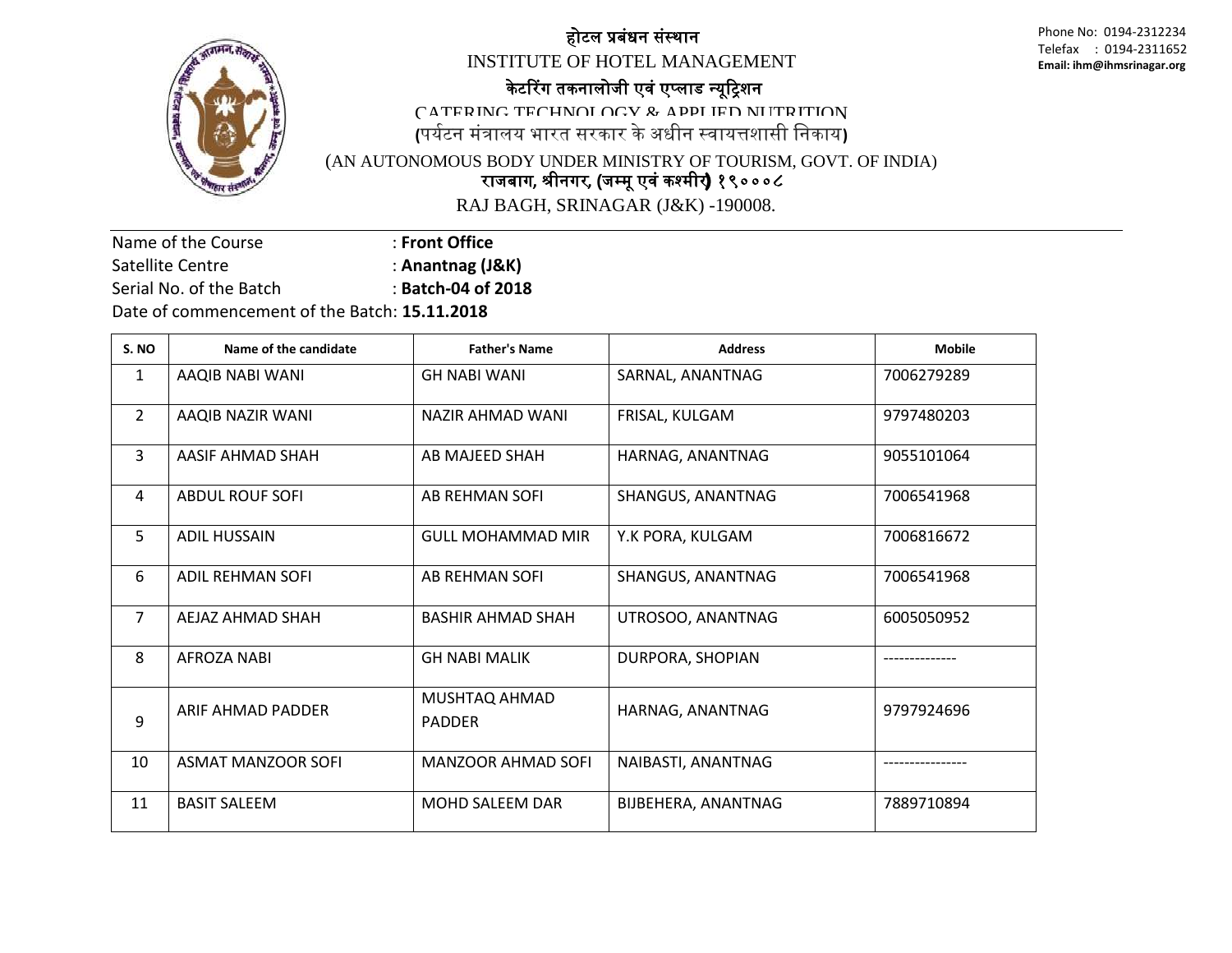# होटल प्रबंधन संस्थान
# INSTITUTE OF HOTEL MANAGEMENT
## केटरिंग तकनालोजी एवं एप्लाड न्यूट्रिशन
## CATERING TECHNOLOGY & APPLIED NUTRITION

(पर्यटन मंत्रालय भारत सरकार के अधीन स्वायत्तशासी निकाय)

(AN AUTONOMOUS BODY UNDER MINISTRY OF TOURISM, GOVT. OF INDIA)

राजबाग, श्रीनगर, (जम्मू एवं कश्मीर) १९०००८

RAJ BAGH, SRINAGAR (J&K) -190008.

Phone No: 0194-2312234
Telefax : 0194-2311652
**Email: ihm@ihmsrinagar.org**

Name of the Course : **Front Office**
Satellite Centre : **Anantnag (J&K)**
Serial No. of the Batch : **Batch-04 of 2018**
Date of commencement of the Batch: **15.11.2018**

| S. NO | Name of the candidate | Father's Name | Address | Mobile |
|---|---|---|---|---|
| 1 | AAQIB NABI WANI | GH NABI WANI | SARNAL, ANANTNAG | 7006279289 |
| 2 | AAQIB NAZIR WANI | NAZIR AHMAD WANI | FRISAL, KULGAM | 9797480203 |
| 3 | AASIF AHMAD SHAH | AB MAJEED SHAH | HARNAG, ANANTNAG | 9055101064 |
| 4 | ABDUL ROUF SOFI | AB REHMAN SOFI | SHANGUS, ANANTNAG | 7006541968 |
| 5 | ADIL HUSSAIN | GULL MOHAMMAD MIR | Y.K PORA, KULGAM | 7006816672 |
| 6 | ADIL REHMAN SOFI | AB REHMAN SOFI | SHANGUS, ANANTNAG | 7006541968 |
| 7 | AEJAZ AHMAD SHAH | BASHIR AHMAD SHAH | UTROSOO, ANANTNAG | 6005050952 |
| 8 | AFROZA NABI | GH NABI MALIK | DURPORA, SHOPIAN | -------------- |
| 9 | ARIF AHMAD PADDER | MUSHTAQ AHMAD PADDER | HARNAG, ANANTNAG | 9797924696 |
| 10 | ASMAT MANZOOR SOFI | MANZOOR AHMAD SOFI | NAIBASTI, ANANTNAG | ---------------- |
| 11 | BASIT SALEEM | MOHD SALEEM DAR | BIJBEHERA, ANANTNAG | 7889710894 |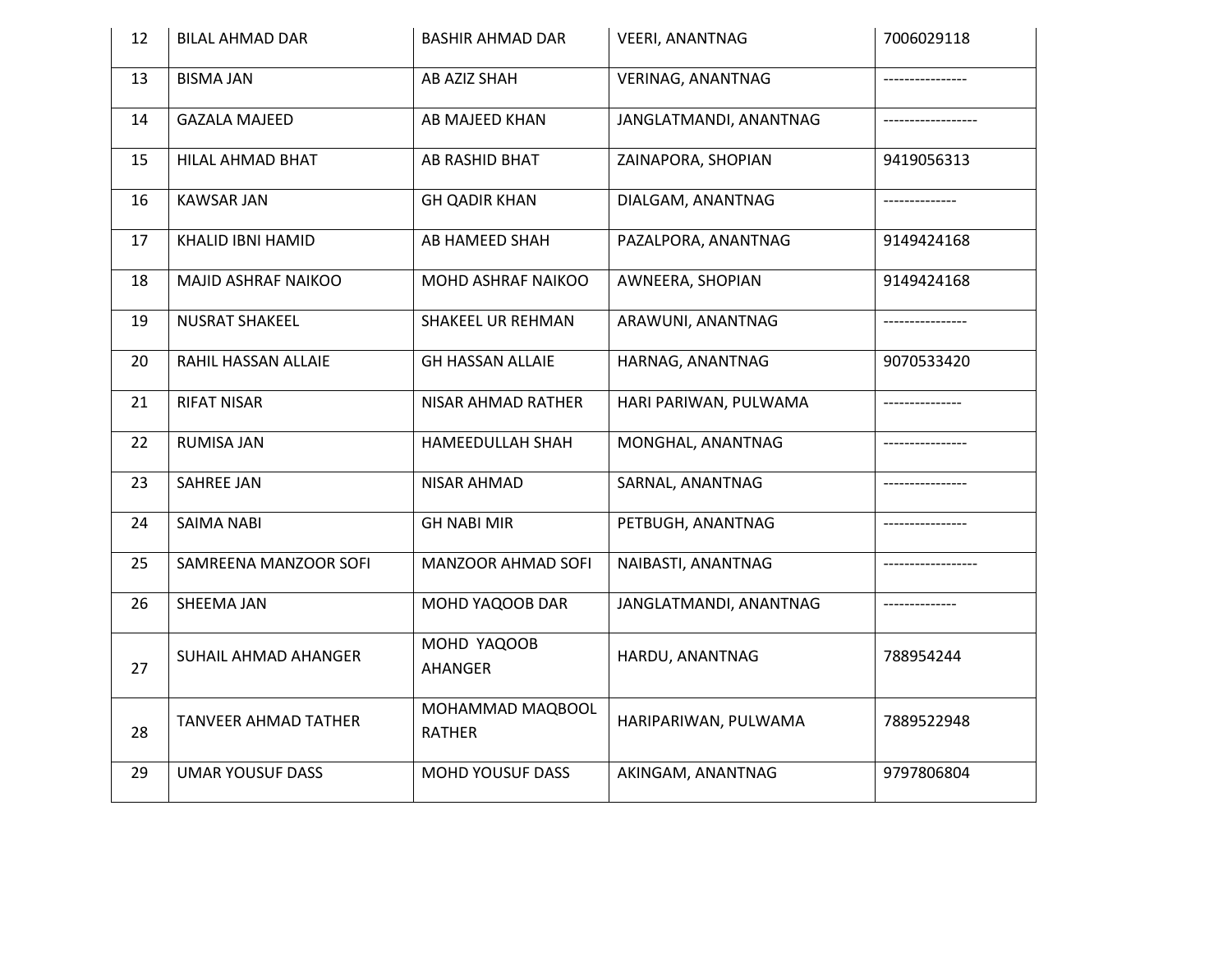| 12 | BILAL AHMAD DAR | BASHIR AHMAD DAR | VEERI, ANANTNAG | 7006029118 |
|---|---|---|---|---|
| 13 | BISMA JAN | AB AZIZ SHAH | VERINAG, ANANTNAG | ---------------- |
| 14 | GAZALA MAJEED | AB MAJEED KHAN | JANGLATMANDI, ANANTNAG | ------------------ |
| 15 | HILAL AHMAD BHAT | AB RASHID BHAT | ZAINAPORA, SHOPIAN | 9419056313 |
| 16 | KAWSAR JAN | GH QADIR KHAN | DIALGAM, ANANTNAG | -------------- |
| 17 | KHALID IBNI HAMID | AB HAMEED SHAH | PAZALPORA, ANANTNAG | 9149424168 |
| 18 | MAJID ASHRAF NAIKOO | MOHD ASHRAF NAIKOO | AWNEERA, SHOPIAN | 9149424168 |
| 19 | NUSRAT SHAKEEL | SHAKEEL UR REHMAN | ARAWUNI, ANANTNAG | ---------------- |
| 20 | RAHIL HASSAN ALLAIE | GH HASSAN ALLAIE | HARNAG, ANANTNAG | 9070533420 |
| 21 | RIFAT NISAR | NISAR AHMAD RATHER | HARI PARIWAN, PULWAMA | --------------- |
| 22 | RUMISA JAN | HAMEEDULLAH SHAH | MONGHAL, ANANTNAG | ---------------- |
| 23 | SAHREE JAN | NISAR AHMAD | SARNAL, ANANTNAG | ---------------- |
| 24 | SAIMA NABI | GH NABI MIR | PETBUGH, ANANTNAG | ---------------- |
| 25 | SAMREENA MANZOOR SOFI | MANZOOR AHMAD SOFI | NAIBASTI, ANANTNAG | ------------------ |
| 26 | SHEEMA JAN | MOHD YAQOOB DAR | JANGLATMANDI, ANANTNAG | -------------- |
| 27 | SUHAIL AHMAD AHANGER | MOHD YAQOOB AHANGER | HARDU, ANANTNAG | 788954244 |
| 28 | TANVEER AHMAD TATHER | MOHAMMAD MAQBOOL RATHER | HARIPARIWAN, PULWAMA | 7889522948 |
| 29 | UMAR YOUSUF DASS | MOHD YOUSUF DASS | AKINGAM, ANANTNAG | 9797806804 |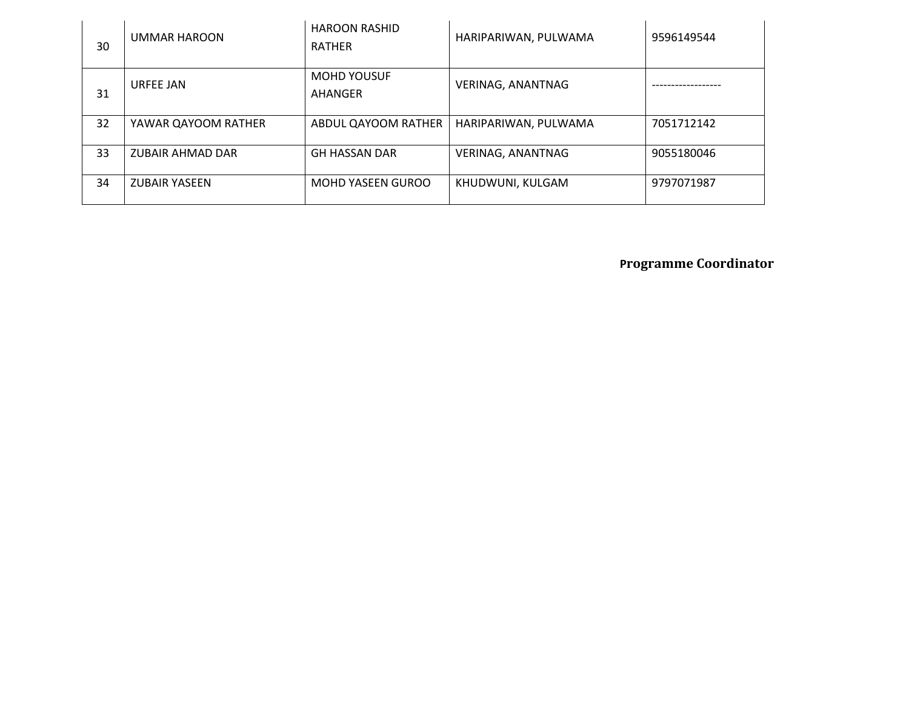| | | | | |
|---|---|---|---|---|
| 30 | UMMAR HAROON | HAROON RASHID RATHER | HARIPARIWAN, PULWAMA | 9596149544 |
| 31 | URFEE JAN | MOHD YOUSUF AHANGER | VERINAG, ANANTNAG | ------------------ |
| 32 | YAWAR QAYOOM RATHER | ABDUL QAYOOM RATHER | HARIPARIWAN, PULWAMA | 7051712142 |
| 33 | ZUBAIR AHMAD DAR | GH HASSAN DAR | VERINAG, ANANTNAG | 9055180046 |
| 34 | ZUBAIR YASEEN | MOHD YASEEN GUROO | KHUDWUNI, KULGAM | 9797071987 |

**Programme Coordinator**